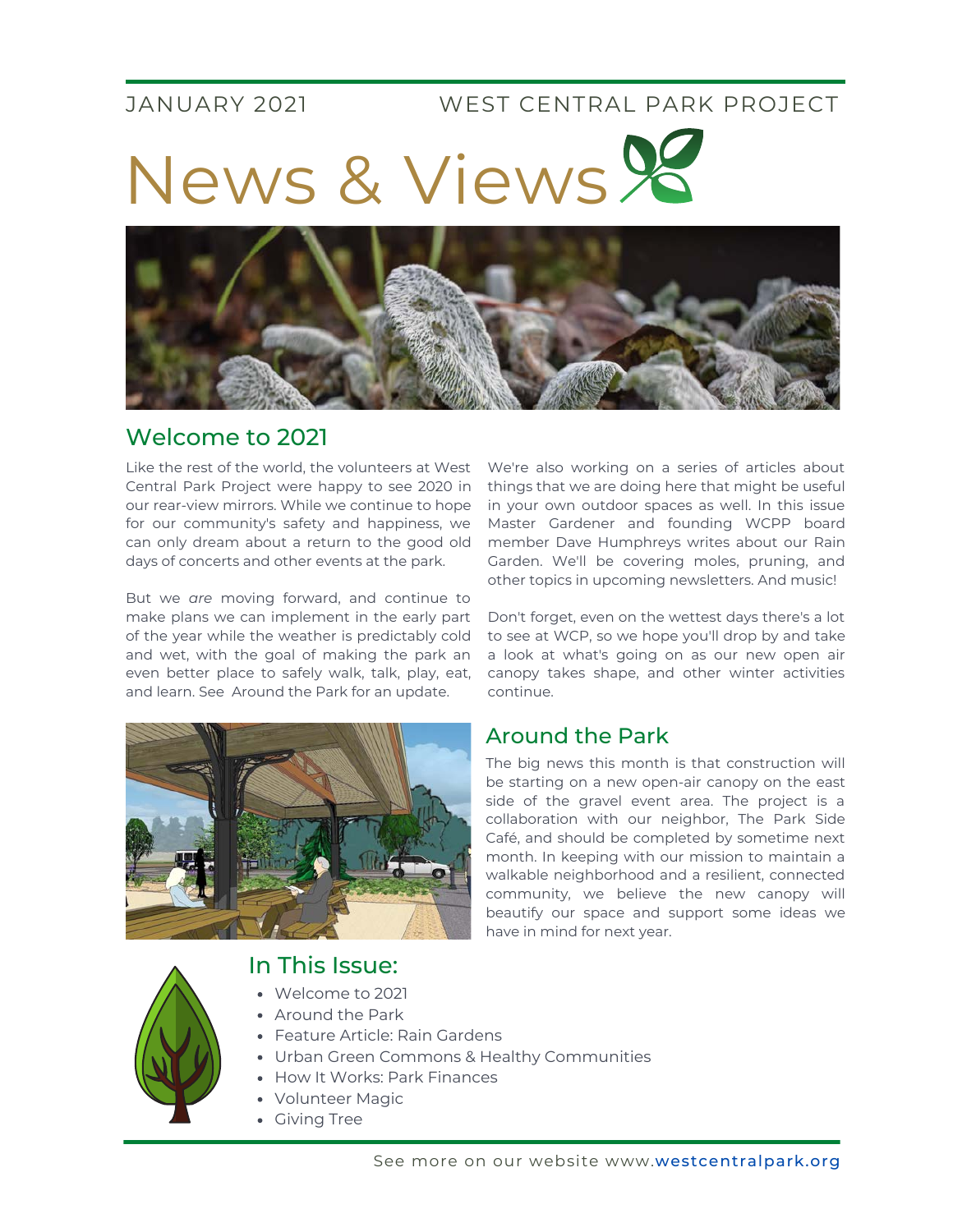JANUARY 2021 WEST CENTRAL PARK PROJECT

# News & Views

## Welcome to 2021

Like the rest of the world, the volunteers at West Central Park Project were happy to see 2020 in our rear-view mirrors. While we continue to hope for our community's safety and happiness, we can only dream about a return to the good old days of concerts and other events at the park.

But we *are* moving forward, and continue to make plans we can implement in the early part of the year while the weather is predictably cold and wet, with the goal of making the park an even better place to safely walk, talk, play, eat, and learn. See Around the Park for an update.

We're also working on a series of articles about things that we are doing here that might be useful in your own outdoor spaces as well. In this issue Master Gardener and founding WCPP board member Dave Humphreys writes about our Rain Garden. We'll be covering moles, pruning, and other topics in upcoming newsletters. And music!

Don't forget, even on the wettest days there's a lot to see at WCP, so we hope you'll drop by and take a look at what's going on as our new open air canopy takes shape, and other winter activities continue.

## Around the Park

The big news this month is that construction will be starting on a new open-air canopy on the east side of the gravel event area. The project is a collaboration with our neighbor, The Park Side Café, and should be completed by sometime next month. In keeping with our mission to maintain a walkable neighborhood and a resilient, connected community, we believe the new canopy will beautify our space and support some ideas we have in mind for next year.

## In This Issue:

- Welcome to 2021
- Around the Park
- Feature Article: Rain Gardens
- Urban Green Commons & Healthy Communities
- How It Works: Park Finances
- Volunteer Magic
- Giving Tree

See more on our website www.westcentralpark.org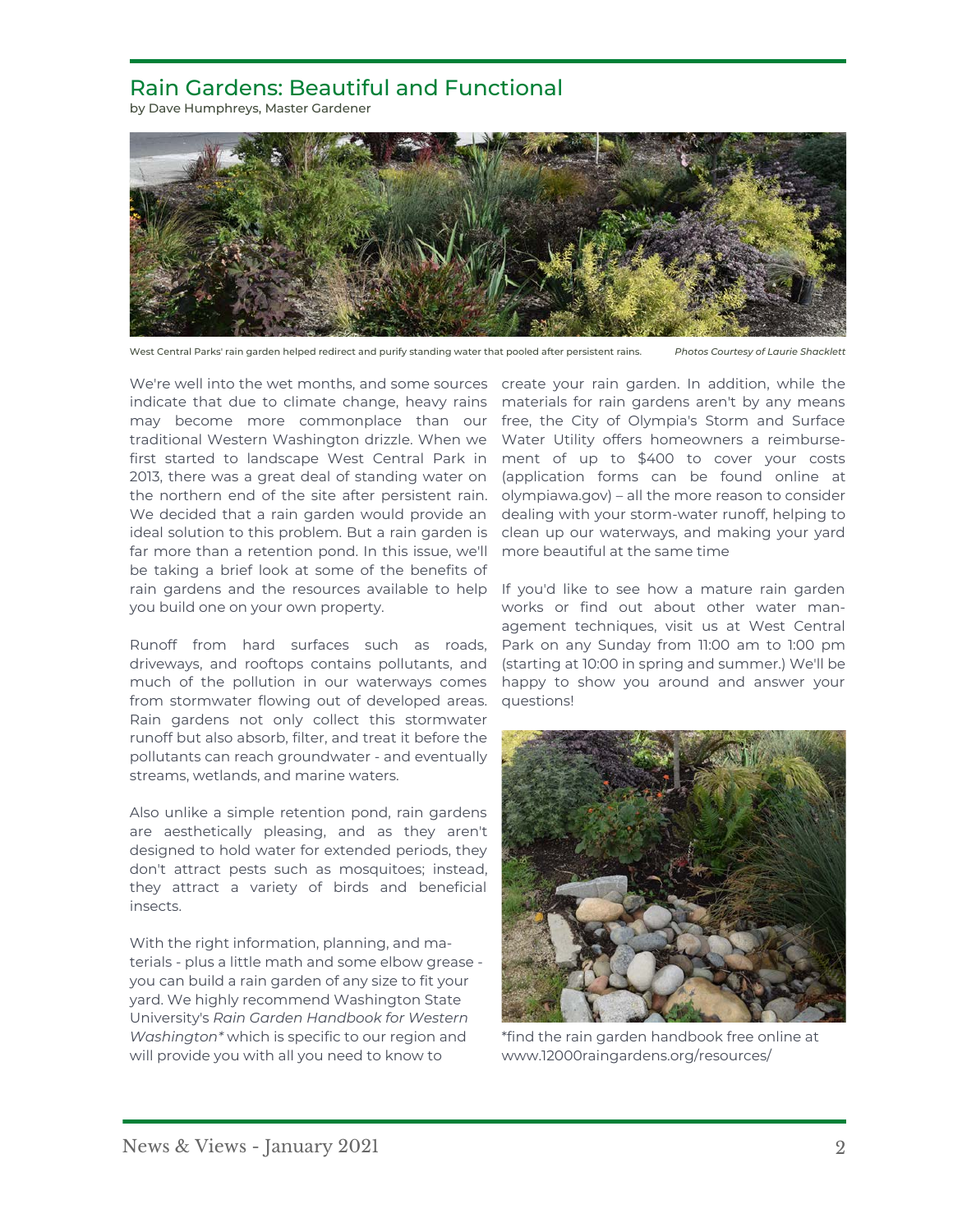## Rain Gardens: Beautiful and Functional

by Dave Humphreys, Master Gardener

West Central Parks' rain garden helped redirect and purify standing water that pooled after persistent rains. *Photos Courtesy of Laurie Shacklett*

We're well into the wet months, and some sources indicate that due to climate change, heavy rains may become more commonplace than our traditional Western Washington drizzle. When we first started to landscape West Central Park in 2013, there was a great deal of standing water on the northern end of the site after persistent rain. We decided that a rain garden would provide an ideal solution to this problem. But a rain garden is far more than a retention pond. In this issue, we'll be taking a brief look at some of the benefits of rain gardens and the resources available to help you build one on your own property.

Runoff from hard surfaces such as roads, driveways, and rooftops contains pollutants, and much of the pollution in our waterways comes from stormwater flowing out of developed areas. Rain gardens not only collect this stormwater runoff but also absorb, filter, and treat it before the pollutants can reach groundwater - and eventually streams, wetlands, and marine waters.

Also unlike a simple retention pond, rain gardens are aesthetically pleasing, and as they aren't designed to hold water for extended periods, they don't attract pests such as mosquitoes; instead, they attract a variety of birds and beneficial insects.

With the right information, planning, and materials - plus a little math and some elbow grease - you can build a rain garden of any size to fit your yard. We highly recommend Washington State University's *Rain Garden Handbook for Western Washington** which is specific to our region and will provide you with all you need to know to create your rain garden. In addition, while the materials for rain gardens aren't by any means free, the City of Olympia's Storm and Surface Water Utility offers homeowners a reimbursement of up to $400 to cover your costs (application forms can be found online at olympiawa.gov) – all the more reason to consider dealing with your storm-water runoff, helping to clean up our waterways, and making your yard more beautiful at the same time

If you'd like to see how a mature rain garden works or find out about other water management techniques, visit us at West Central Park on any Sunday from 11:00 am to 1:00 pm (starting at 10:00 in spring and summer.) We'll be happy to show you around and answer your questions!

*find the rain garden handbook free online at www.12000raingardens.org/resources/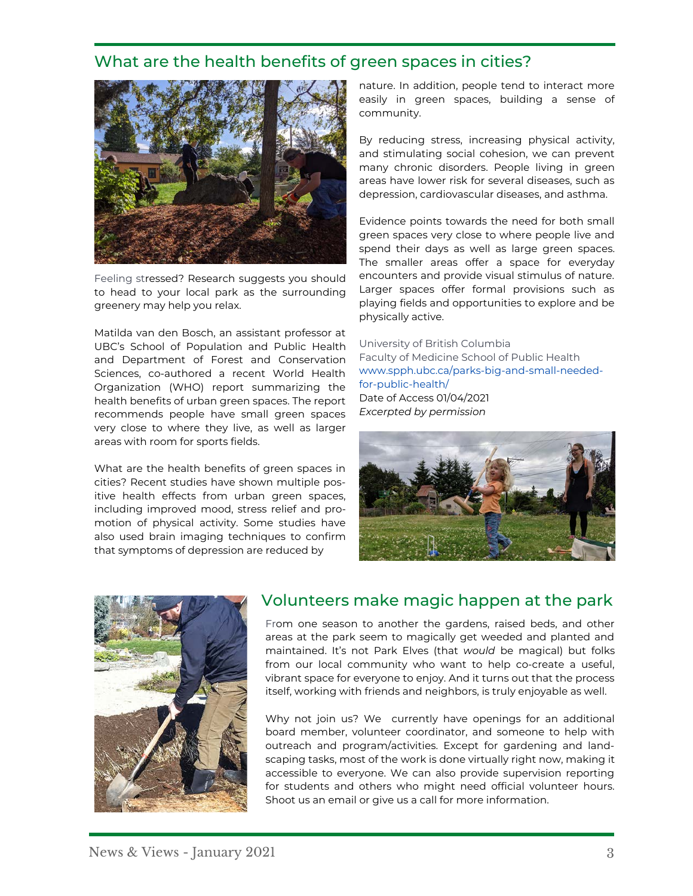## What are the health benefits of green spaces in cities?

Feeling stressed? Research suggests you should to head to your local park as the surrounding greenery may help you relax.

Matilda van den Bosch, an assistant professor at UBC's School of Population and Public Health and Department of Forest and Conservation Sciences, co-authored a recent World Health Organization (WHO) report summarizing the health benefits of urban green spaces. The report recommends people have small green spaces very close to where they live, as well as larger areas with room for sports fields.

What are the health benefits of green spaces in cities? Recent studies have shown multiple positive health effects from urban green spaces, including improved mood, stress relief and promotion of physical activity. Some studies have also used brain imaging techniques to confirm that symptoms of depression are reduced by nature. In addition, people tend to interact more easily in green spaces, building a sense of community.

By reducing stress, increasing physical activity, and stimulating social cohesion, we can prevent many chronic disorders. People living in green areas have lower risk for several diseases, such as depression, cardiovascular diseases, and asthma.

Evidence points towards the need for both small green spaces very close to where people live and spend their days as well as large green spaces. The smaller areas offer a space for everyday encounters and provide visual stimulus of nature. Larger spaces offer formal provisions such as playing fields and opportunities to explore and be physically active.

University of British Columbia
Faculty of Medicine School of Public Health
www.spph.ubc.ca/parks-big-and-small-needed-for-public-health/
Date of Access 01/04/2021
*Excerpted by permission*

## Volunteers make magic happen at the park

From one season to another the gardens, raised beds, and other areas at the park seem to magically get weeded and planted and maintained. It's not Park Elves (that *would* be magical) but folks from our local community who want to help co-create a useful, vibrant space for everyone to enjoy. And it turns out that the process itself, working with friends and neighbors, is truly enjoyable as well.

Why not join us? We currently have openings for an additional board member, volunteer coordinator, and someone to help with outreach and program/activities. Except for gardening and landscaping tasks, most of the work is done virtually right now, making it accessible to everyone. We can also provide supervision reporting for students and others who might need official volunteer hours. Shoot us an email or give us a call for more information.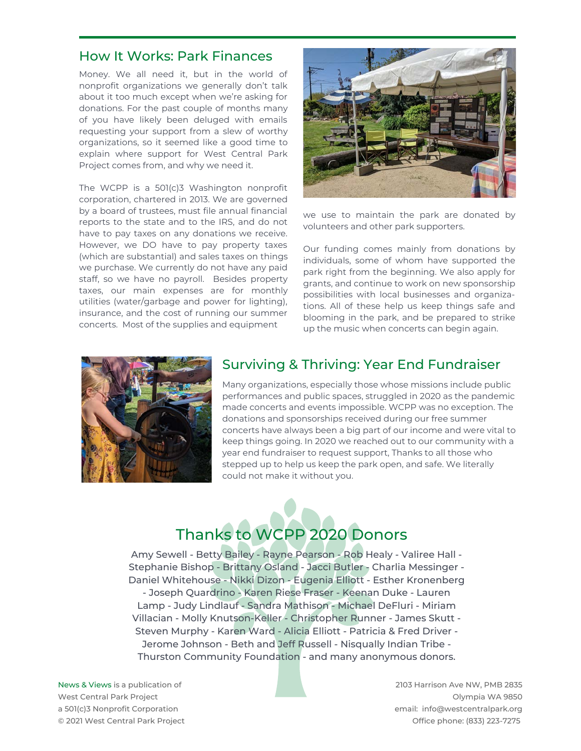## How It Works: Park Finances

Money. We all need it, but in the world of nonprofit organizations we generally don't talk about it too much except when we're asking for donations. For the past couple of months many of you have likely been deluged with emails requesting your support from a slew of worthy organizations, so it seemed like a good time to explain where support for West Central Park Project comes from, and why we need it.

The WCPP is a 501(c)3 Washington nonprofit corporation, chartered in 2013. We are governed by a board of trustees, must file annual financial reports to the state and to the IRS, and do not have to pay taxes on any donations we receive. However, we DO have to pay property taxes (which are substantial) and sales taxes on things we purchase. We currently do not have any paid staff, so we have no payroll. Besides property taxes, our main expenses are for monthly utilities (water/garbage and power for lighting), insurance, and the cost of running our summer concerts. Most of the supplies and equipment we use to maintain the park are donated by volunteers and other park supporters.

Our funding comes mainly from donations by individuals, some of whom have supported the park right from the beginning. We also apply for grants, and continue to work on new sponsorship possibilities with local businesses and organizations. All of these help us keep things safe and blooming in the park, and be prepared to strike up the music when concerts can begin again.

## Surviving & Thriving: Year End Fundraiser

Many organizations, especially those whose missions include public performances and public spaces, struggled in 2020 as the pandemic made concerts and events impossible. WCPP was no exception. The donations and sponsorships received during our free summer concerts have always been a big part of our income and were vital to keep things going. In 2020 we reached out to our community with a year end fundraiser to request support, Thanks to all those who stepped up to help us keep the park open, and safe. We literally could not make it without you.

## Thanks to WCPP 2020 Donors

Amy Sewell - Betty Bailey - Rayne Pearson - Rob Healy - Valiree Hall - Stephanie Bishop - Brittany Osland - Jacci Butler - Charlia Messinger - Daniel Whitehouse - Nikki Dizon - Eugenia Elliott - Esther Kronenberg - Joseph Quardrino - Karen Riese Fraser - Keenan Duke - Lauren Lamp - Judy Lindlauf - Sandra Mathison - Michael DeFluri - Miriam Villacian - Molly Knutson-Keller - Christopher Runner - James Skutt - Steven Murphy - Karen Ward - Alicia Elliott - Patricia & Fred Driver - Jerome Johnson - Beth and Jeff Russell - Nisqually Indian Tribe - Thurston Community Foundation - and many anonymous donors.

News & Views is a publication of
West Central Park Project
a 501(c)3 Nonprofit Corporation
© 2021 West Central Park Project

2103 Harrison Ave NW, PMB 2835
Olympia WA 9850
email: info@westcentralpark.org
Office phone: (833) 223-7275